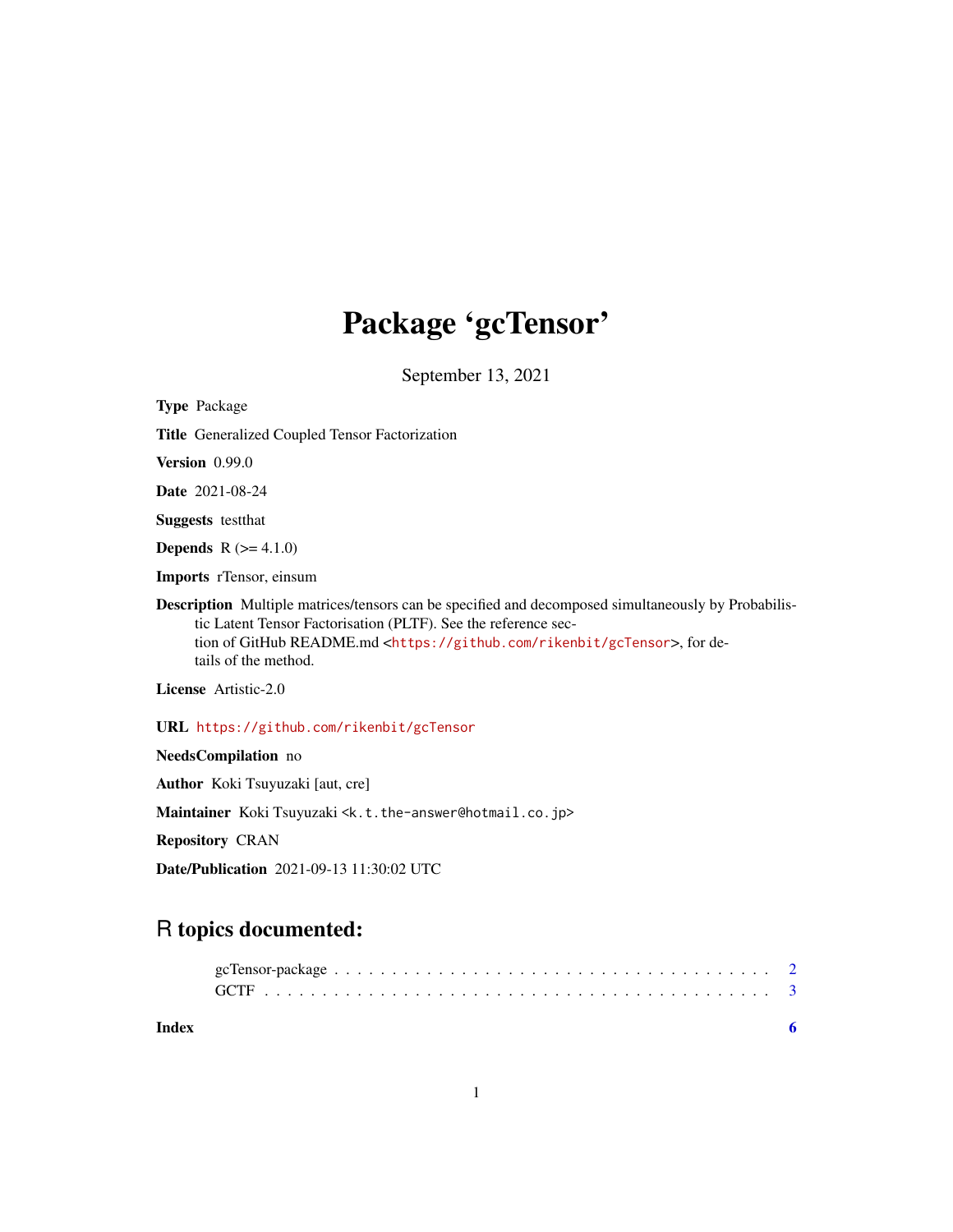# Package 'gcTensor'

September 13, 2021

**Type** Package

**Title** Generalized Coupled Tensor Factorization

**Version** 0.99.0

**Date** 2021-08-24

**Suggests** testthat

**Depends** R (>= 4.1.0)

**Imports** rTensor, einsum

**Description** Multiple matrices/tensors can be specified and decomposed simultaneously by Probabilistic Latent Tensor Factorisation (PLTF). See the reference section of GitHub README.md <https://github.com/rikenbit/gcTensor>, for details of the method.

**License** Artistic-2.0

**URL** https://github.com/rikenbit/gcTensor

**NeedsCompilation** no

**Author** Koki Tsuyuzaki [aut, cre]

**Maintainer** Koki Tsuyuzaki <k.t.the-answer@hotmail.co.jp>

**Repository** CRAN

**Date/Publication** 2021-09-13 11:30:02 UTC

## R topics documented:

gcTensor-package . . . . . . . . . . . . . . . . . . . . . . . . . . . . . . . . . . . . . . 2
GCTF . . . . . . . . . . . . . . . . . . . . . . . . . . . . . . . . . . . . . . . . . . . . 3

**Index** 6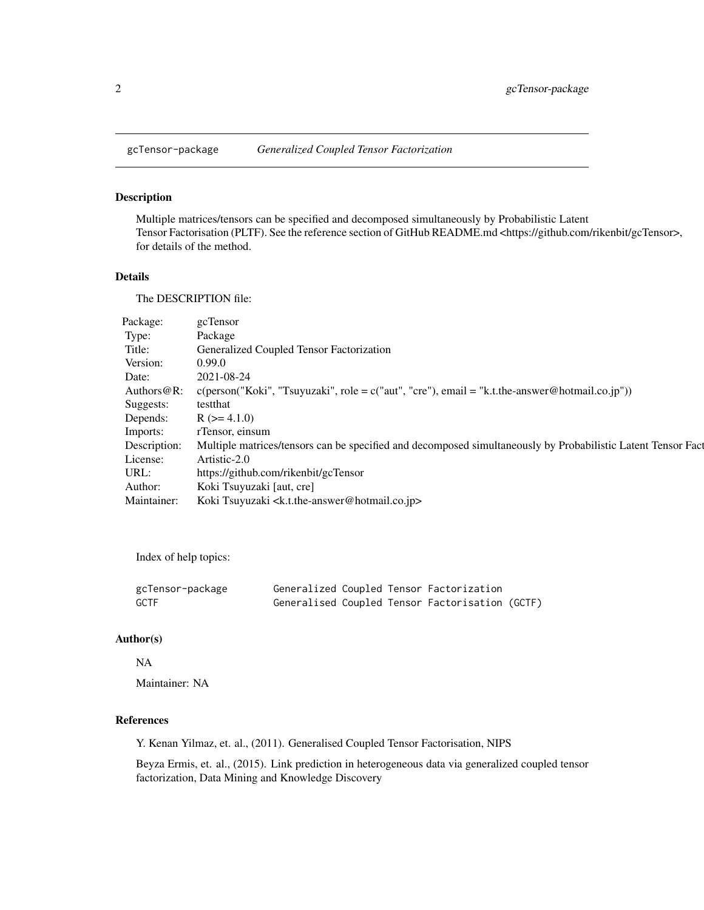## gcTensor-package    *Generalized Coupled Tensor Factorization*

### Description

Multiple matrices/tensors can be specified and decomposed simultaneously by Probabilistic Latent Tensor Factorisation (PLTF). See the reference section of GitHub README.md <https://github.com/rikenbit/gcTensor>, for details of the method.

### Details

The DESCRIPTION file:

| | |
|---|---|
| Package: | gcTensor |
| Type: | Package |
| Title: | Generalized Coupled Tensor Factorization |
| Version: | 0.99.0 |
| Date: | 2021-08-24 |
| Authors@R: | c(person("Koki", "Tsuyuzaki", role = c("aut", "cre"), email = "k.t.the-answer@hotmail.co.jp")) |
| Suggests: | testthat |
| Depends: | R (>= 4.1.0) |
| Imports: | rTensor, einsum |
| Description: | Multiple matrices/tensors can be specified and decomposed simultaneously by Probabilistic Latent Tensor Fact |
| License: | Artistic-2.0 |
| URL: | https://github.com/rikenbit/gcTensor |
| Author: | Koki Tsuyuzaki [aut, cre] |
| Maintainer: | Koki Tsuyuzaki <k.t.the-answer@hotmail.co.jp> |

Index of help topics:

```
gcTensor-package        Generalized Coupled Tensor Factorization
GCTF                    Generalised Coupled Tensor Factorisation (GCTF)
```

### Author(s)

NA

Maintainer: NA

### References

Y. Kenan Yilmaz, et. al., (2011). Generalised Coupled Tensor Factorisation, NIPS

Beyza Ermis, et. al., (2015). Link prediction in heterogeneous data via generalized coupled tensor factorization, Data Mining and Knowledge Discovery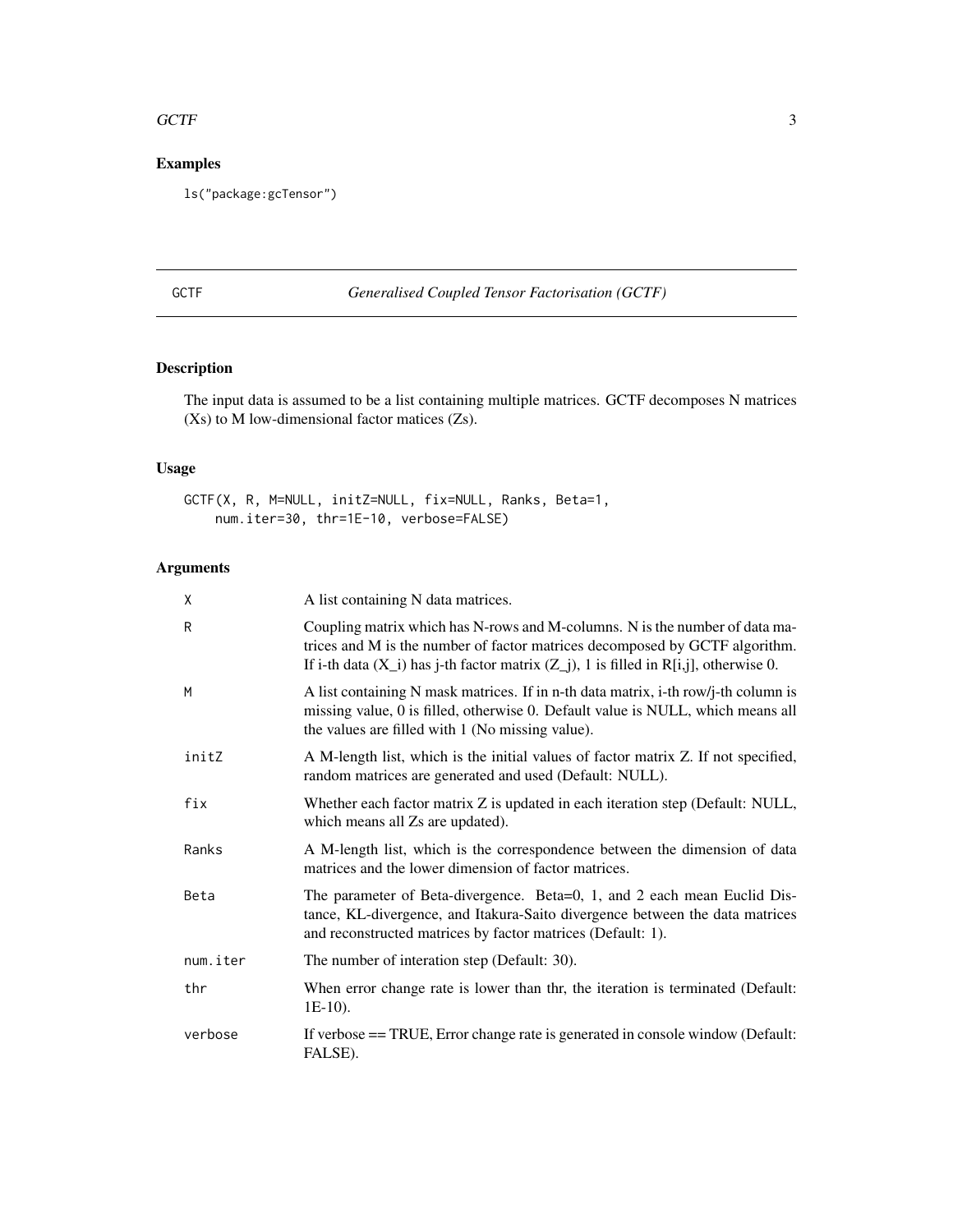## Examples

```
ls("package:gcTensor")
```

---

# GCTF *Generalised Coupled Tensor Factorisation (GCTF)*

---

## Description

The input data is assumed to be a list containing multiple matrices. GCTF decomposes N matrices (Xs) to M low-dimensional factor matices (Zs).

## Usage

```
GCTF(X, R, M=NULL, initZ=NULL, fix=NULL, Ranks, Beta=1,
    num.iter=30, thr=1E-10, verbose=FALSE)
```

## Arguments

| | |
|---|---|
| X | A list containing N data matrices. |
| R | Coupling matrix which has N-rows and M-columns. N is the number of data matrices and M is the number of factor matrices decomposed by GCTF algorithm. If i-th data (X_i) has j-th factor matrix (Z_j), 1 is filled in R[i,j], otherwise 0. |
| M | A list containing N mask matrices. If in n-th data matrix, i-th row/j-th column is missing value, 0 is filled, otherwise 0. Default value is NULL, which means all the values are filled with 1 (No missing value). |
| initZ | A M-length list, which is the initial values of factor matrix Z. If not specified, random matrices are generated and used (Default: NULL). |
| fix | Whether each factor matrix Z is updated in each iteration step (Default: NULL, which means all Zs are updated). |
| Ranks | A M-length list, which is the correspondence between the dimension of data matrices and the lower dimension of factor matrices. |
| Beta | The parameter of Beta-divergence. Beta=0, 1, and 2 each mean Euclid Distance, KL-divergence, and Itakura-Saito divergence between the data matrices and reconstructed matrices by factor matrices (Default: 1). |
| num.iter | The number of interation step (Default: 30). |
| thr | When error change rate is lower than thr, the iteration is terminated (Default: 1E-10). |
| verbose | If verbose == TRUE, Error change rate is generated in console window (Default: FALSE). |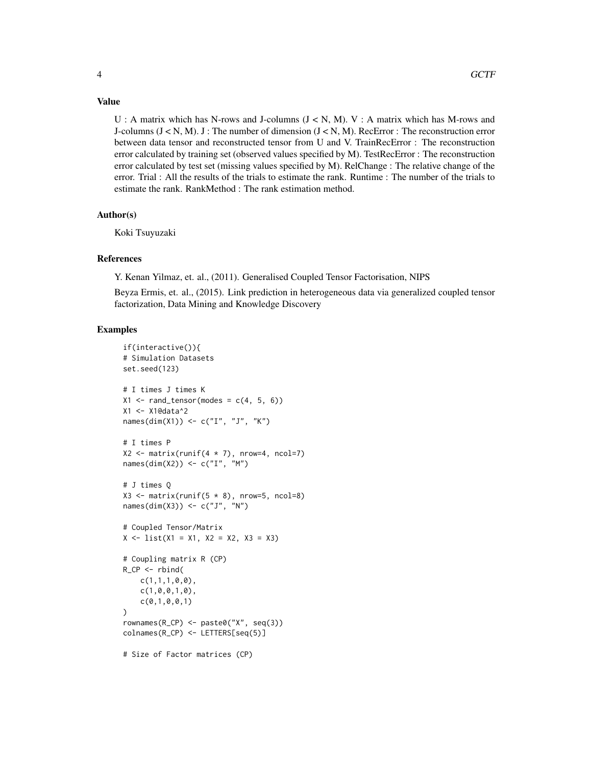### Value

U : A matrix which has N-rows and J-columns (J < N, M). V : A matrix which has M-rows and J-columns (J < N, M). J : The number of dimension (J < N, M). RecError : The reconstruction error between data tensor and reconstructed tensor from U and V. TrainRecError : The reconstruction error calculated by training set (observed values specified by M). TestRecError : The reconstruction error calculated by test set (missing values specified by M). RelChange : The relative change of the error. Trial : All the results of the trials to estimate the rank. Runtime : The number of the trials to estimate the rank. RankMethod : The rank estimation method.

### Author(s)

Koki Tsuyuzaki

### References

Y. Kenan Yilmaz, et. al., (2011). Generalised Coupled Tensor Factorisation, NIPS

Beyza Ermis, et. al., (2015). Link prediction in heterogeneous data via generalized coupled tensor factorization, Data Mining and Knowledge Discovery

### Examples

```
if(interactive()){
# Simulation Datasets
set.seed(123)

# I times J times K
X1 <- rand_tensor(modes = c(4, 5, 6))
X1 <- X1@data^2
names(dim(X1)) <- c("I", "J", "K")

# I times P
X2 <- matrix(runif(4 * 7), nrow=4, ncol=7)
names(dim(X2)) <- c("I", "M")

# J times Q
X3 <- matrix(runif(5 * 8), nrow=5, ncol=8)
names(dim(X3)) <- c("J", "N")

# Coupled Tensor/Matrix
X <- list(X1 = X1, X2 = X2, X3 = X3)

# Coupling matrix R (CP)
R_CP <- rbind(
    c(1,1,1,0,0),
    c(1,0,0,1,0),
    c(0,1,0,0,1)
)
rownames(R_CP) <- paste0("X", seq(3))
colnames(R_CP) <- LETTERS[seq(5)]

# Size of Factor matrices (CP)
```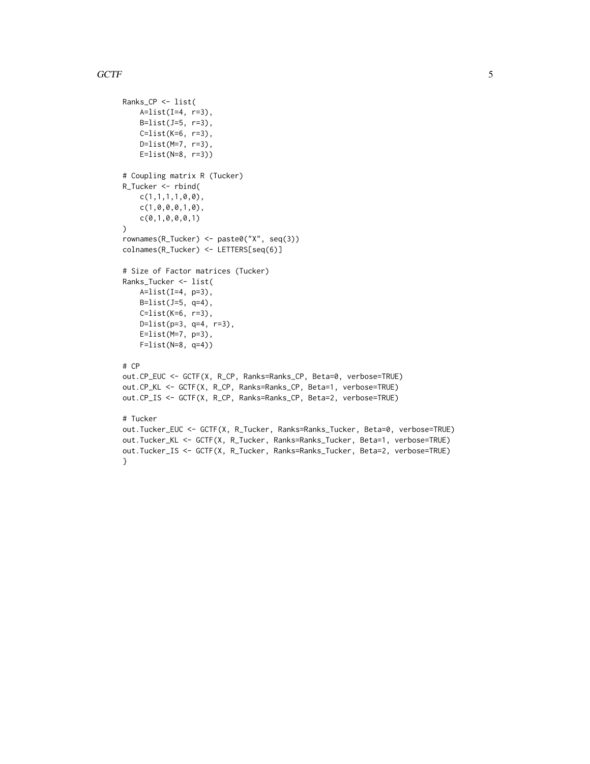```
Ranks_CP <- list(
    A=list(I=4, r=3),
    B=list(J=5, r=3),
    C=list(K=6, r=3),
    D=list(M=7, r=3),
    E=list(N=8, r=3))

# Coupling matrix R (Tucker)
R_Tucker <- rbind(
    c(1,1,1,1,0,0),
    c(1,0,0,0,1,0),
    c(0,1,0,0,0,1)
)
rownames(R_Tucker) <- paste0("X", seq(3))
colnames(R_Tucker) <- LETTERS[seq(6)]

# Size of Factor matrices (Tucker)
Ranks_Tucker <- list(
    A=list(I=4, p=3),
    B=list(J=5, q=4),
    C=list(K=6, r=3),
    D=list(p=3, q=4, r=3),
    E=list(M=7, p=3),
    F=list(N=8, q=4))

# CP
out.CP_EUC <- GCTF(X, R_CP, Ranks=Ranks_CP, Beta=0, verbose=TRUE)
out.CP_KL <- GCTF(X, R_CP, Ranks=Ranks_CP, Beta=1, verbose=TRUE)
out.CP_IS <- GCTF(X, R_CP, Ranks=Ranks_CP, Beta=2, verbose=TRUE)

# Tucker
out.Tucker_EUC <- GCTF(X, R_Tucker, Ranks=Ranks_Tucker, Beta=0, verbose=TRUE)
out.Tucker_KL <- GCTF(X, R_Tucker, Ranks=Ranks_Tucker, Beta=1, verbose=TRUE)
out.Tucker_IS <- GCTF(X, R_Tucker, Ranks=Ranks_Tucker, Beta=2, verbose=TRUE)
}
```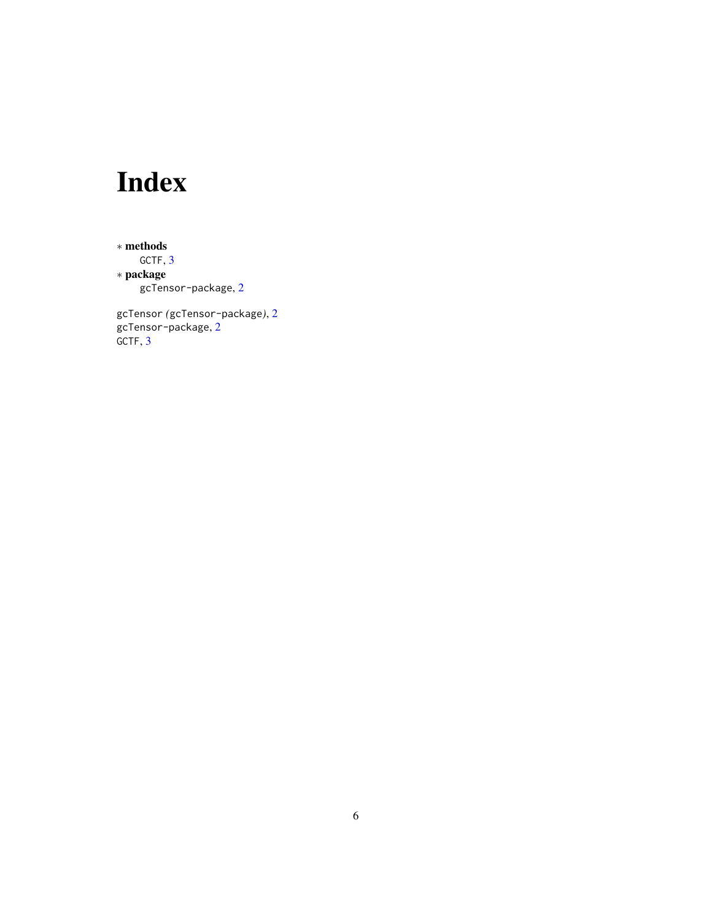# Index

∗ **methods**
  GCTF, 3

∗ **package**
  gcTensor-package, 2

gcTensor *(*gcTensor-package*)*, 2
gcTensor-package, 2
GCTF, 3